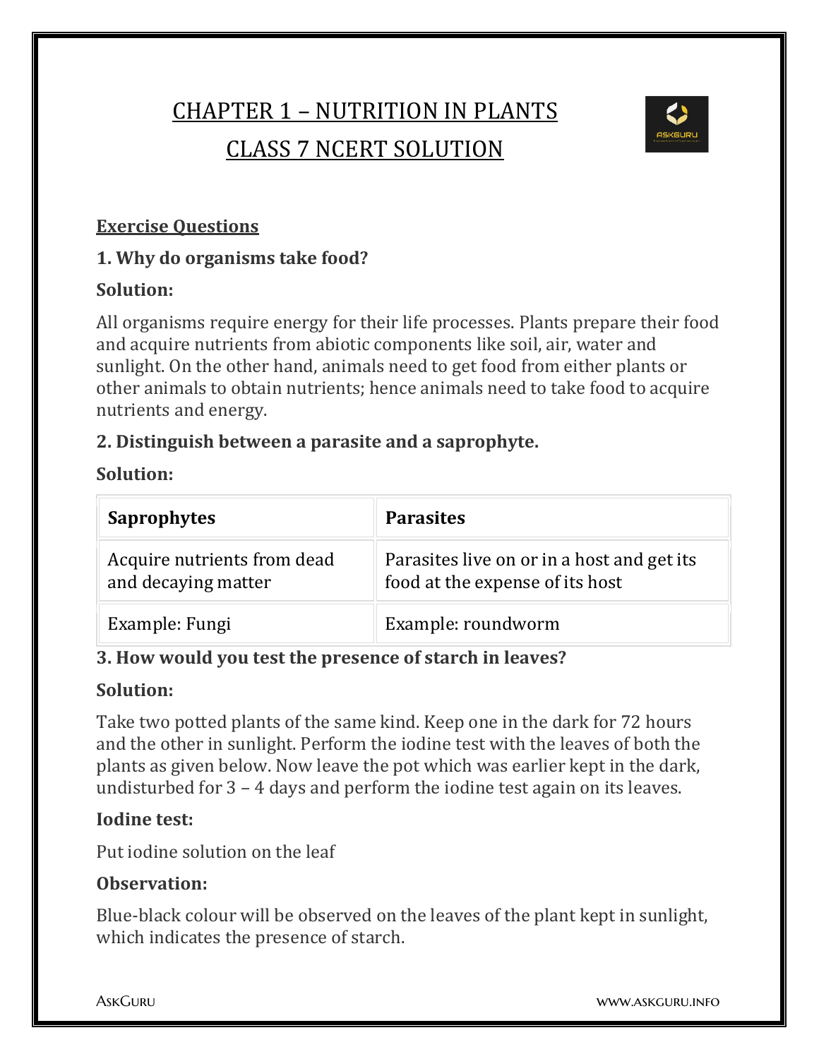# CHAPTER 1 – NUTRITION IN PLANTS

# CLASS 7 NCERT SOLUTION

## Exercise Questions

### 1. Why do organisms take food?

**Solution:**

All organisms require energy for their life processes. Plants prepare their food and acquire nutrients from abiotic components like soil, air, water and sunlight. On the other hand, animals need to get food from either plants or other animals to obtain nutrients; hence animals need to take food to acquire nutrients and energy.

### 2. Distinguish between a parasite and a saprophyte.

**Solution:**

| Saprophytes | Parasites |
| --- | --- |
| Acquire nutrients from dead and decaying matter | Parasites live on or in a host and get its food at the expense of its host |
| Example: Fungi | Example: roundworm |

### 3. How would you test the presence of starch in leaves?

**Solution:**

Take two potted plants of the same kind. Keep one in the dark for 72 hours and the other in sunlight. Perform the iodine test with the leaves of both the plants as given below. Now leave the pot which was earlier kept in the dark, undisturbed for 3 – 4 days and perform the iodine test again on its leaves.

**Iodine test:**

Put iodine solution on the leaf

**Observation:**

Blue-black colour will be observed on the leaves of the plant kept in sunlight, which indicates the presence of starch.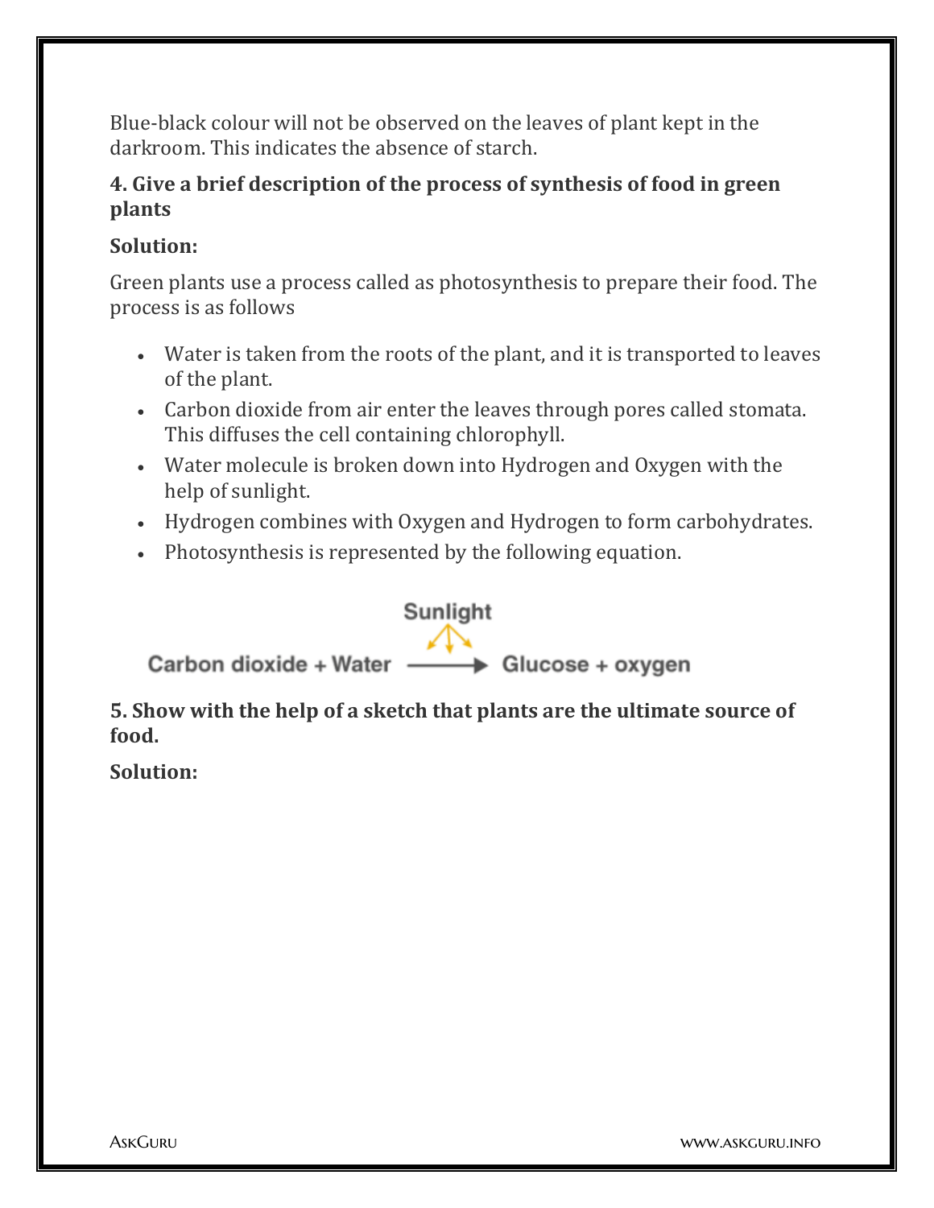Blue-black colour will not be observed on the leaves of plant kept in the darkroom. This indicates the absence of starch.

**4. Give a brief description of the process of synthesis of food in green plants**

**Solution:**

Green plants use a process called as photosynthesis to prepare their food. The process is as follows

- Water is taken from the roots of the plant, and it is transported to leaves of the plant.
- Carbon dioxide from air enter the leaves through pores called stomata. This diffuses the cell containing chlorophyll.
- Water molecule is broken down into Hydrogen and Oxygen with the help of sunlight.
- Hydrogen combines with Oxygen and Hydrogen to form carbohydrates.
- Photosynthesis is represented by the following equation.

$$\text{Carbon dioxide} + \text{Water} \xrightarrow{\text{Sunlight}} \text{Glucose} + \text{oxygen}$$

**5. Show with the help of a sketch that plants are the ultimate source of food.**

**Solution:**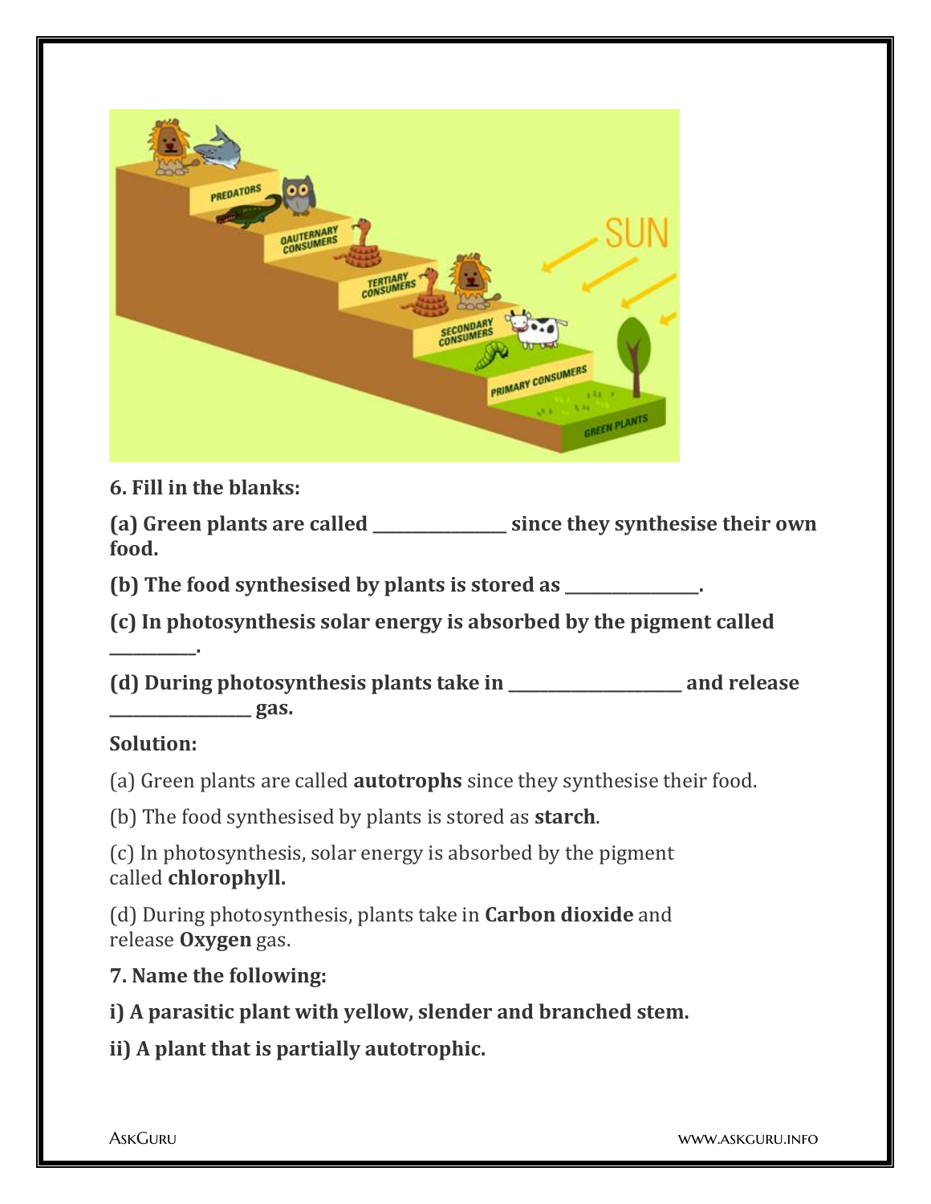**6. Fill in the blanks:**

**(a) Green plants are called _______________ since they synthesise their own food.**

**(b) The food synthesised by plants is stored as _______________.**

**(c) In photosynthesis solar energy is absorbed by the pigment called __________.**

**(d) During photosynthesis plants take in ____________________ and release ________________ gas.**

**Solution:**

(a) Green plants are called **autotrophs** since they synthesise their food.

(b) The food synthesised by plants is stored as **starch**.

(c) In photosynthesis, solar energy is absorbed by the pigment called **chlorophyll.**

(d) During photosynthesis, plants take in **Carbon dioxide** and release **Oxygen** gas.

**7. Name the following:**

**i) A parasitic plant with yellow, slender and branched stem.**

**ii) A plant that is partially autotrophic.**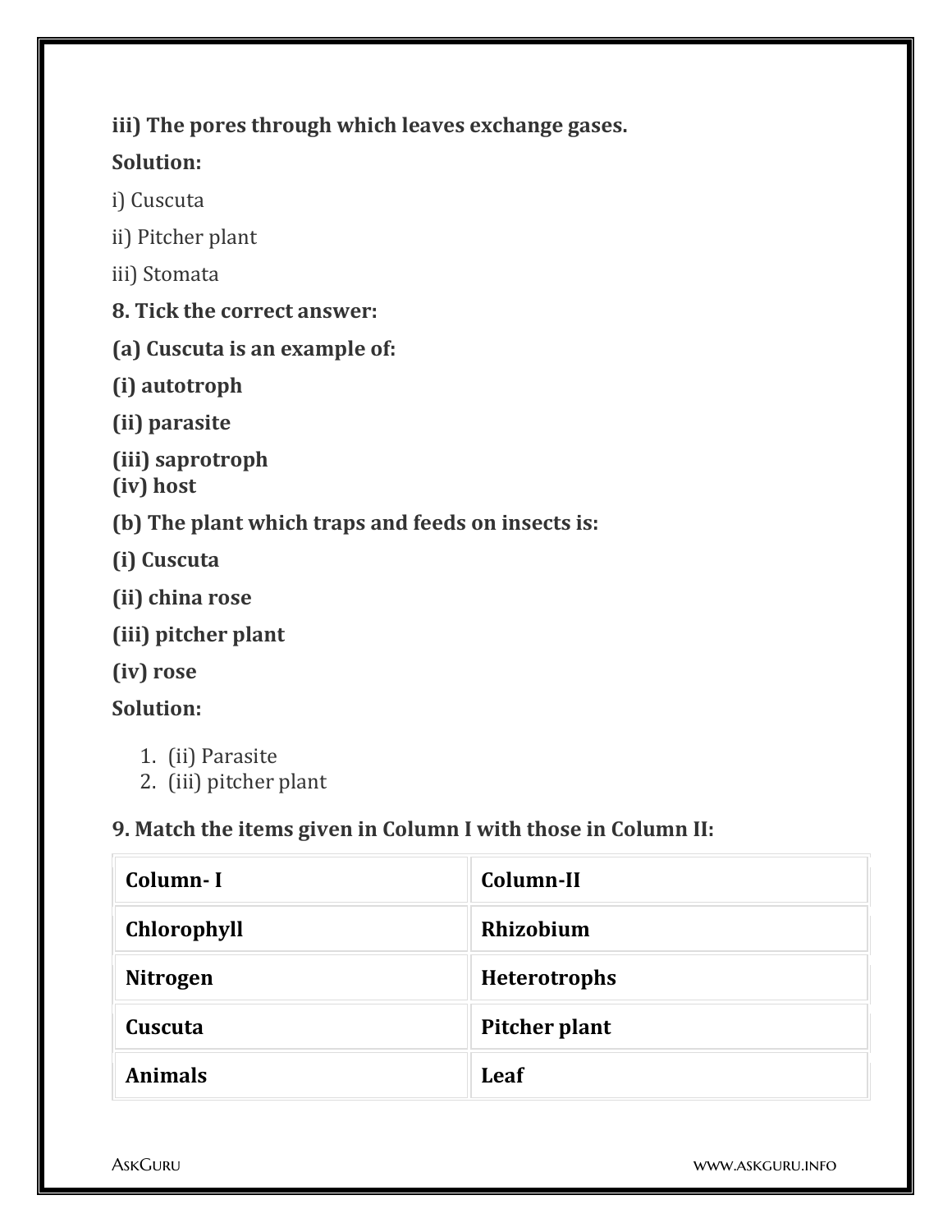**iii) The pores through which leaves exchange gases.**

**Solution:**

i) Cuscuta

ii) Pitcher plant

iii) Stomata

**8. Tick the correct answer:**

**(a) Cuscuta is an example of:**

**(i) autotroph**

**(ii) parasite**

**(iii) saprotroph**
**(iv) host**

**(b) The plant which traps and feeds on insects is:**

**(i) Cuscuta**

**(ii) china rose**

**(iii) pitcher plant**

**(iv) rose**

**Solution:**

1. (ii) Parasite
2. (iii) pitcher plant

**9. Match the items given in Column I with those in Column II:**

| Column- I | Column-II |
| --- | --- |
| Chlorophyll | Rhizobium |
| Nitrogen | Heterotrophs |
| Cuscuta | Pitcher plant |
| Animals | Leaf |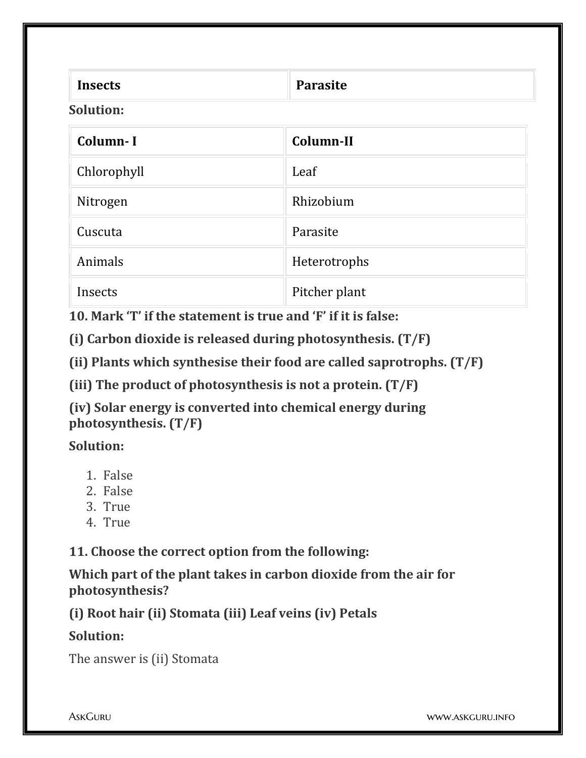| Insects | Parasite |
|---|---|

**Solution:**

| Column- I | Column-II |
|---|---|
| Chlorophyll | Leaf |
| Nitrogen | Rhizobium |
| Cuscuta | Parasite |
| Animals | Heterotrophs |
| Insects | Pitcher plant |

**10. Mark 'T' if the statement is true and 'F' if it is false:**

**(i) Carbon dioxide is released during photosynthesis. (T/F)**

**(ii) Plants which synthesise their food are called saprotrophs. (T/F)**

**(iii) The product of photosynthesis is not a protein. (T/F)**

**(iv) Solar energy is converted into chemical energy during photosynthesis. (T/F)**

**Solution:**

1. False
2. False
3. True
4. True

**11. Choose the correct option from the following:**

**Which part of the plant takes in carbon dioxide from the air for photosynthesis?**

**(i) Root hair (ii) Stomata (iii) Leaf veins (iv) Petals**

**Solution:**

The answer is (ii) Stomata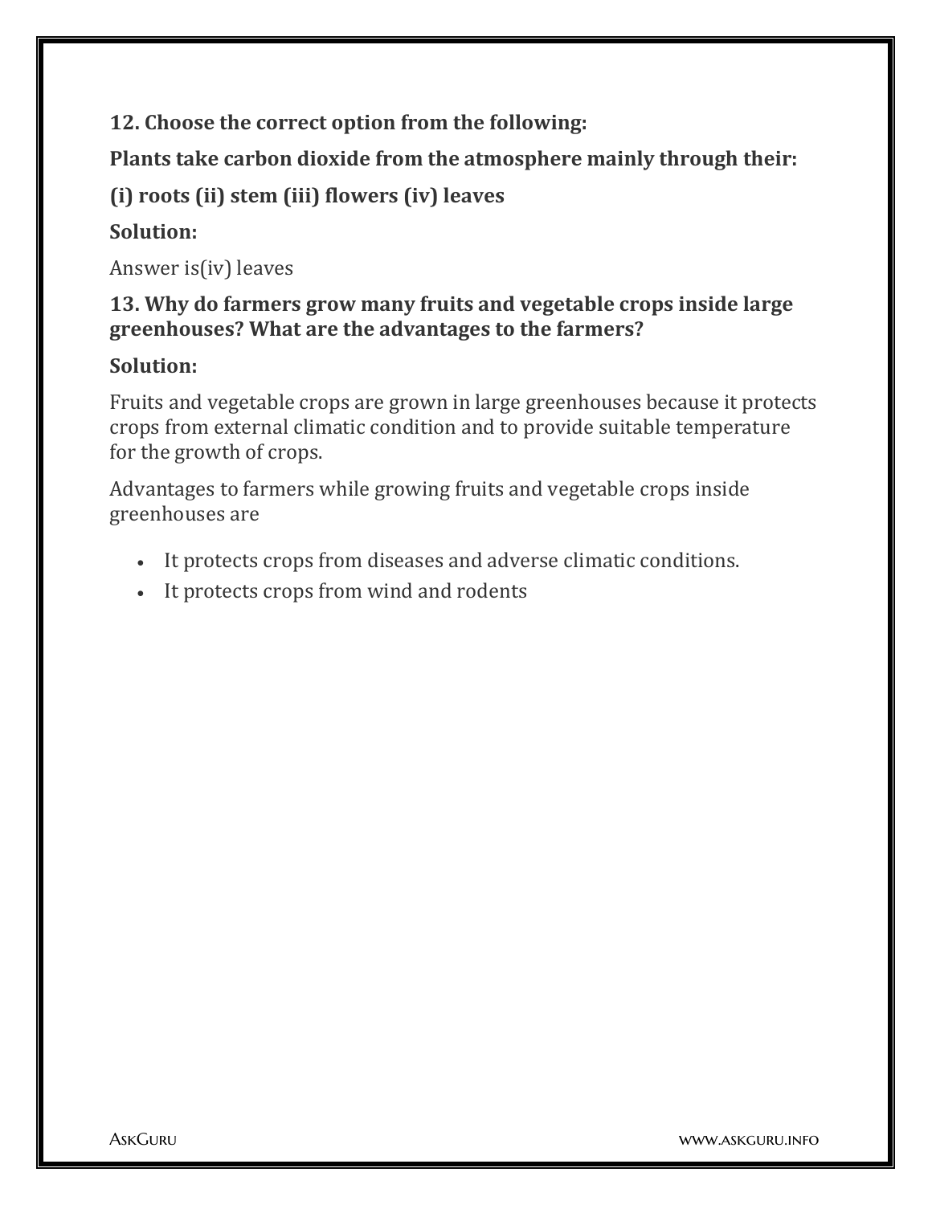**12. Choose the correct option from the following:**

**Plants take carbon dioxide from the atmosphere mainly through their:**

**(i) roots (ii) stem (iii) flowers (iv) leaves**

**Solution:**

Answer is(iv) leaves

**13. Why do farmers grow many fruits and vegetable crops inside large greenhouses? What are the advantages to the farmers?**

**Solution:**

Fruits and vegetable crops are grown in large greenhouses because it protects crops from external climatic condition and to provide suitable temperature for the growth of crops.

Advantages to farmers while growing fruits and vegetable crops inside greenhouses are

- It protects crops from diseases and adverse climatic conditions.
- It protects crops from wind and rodents